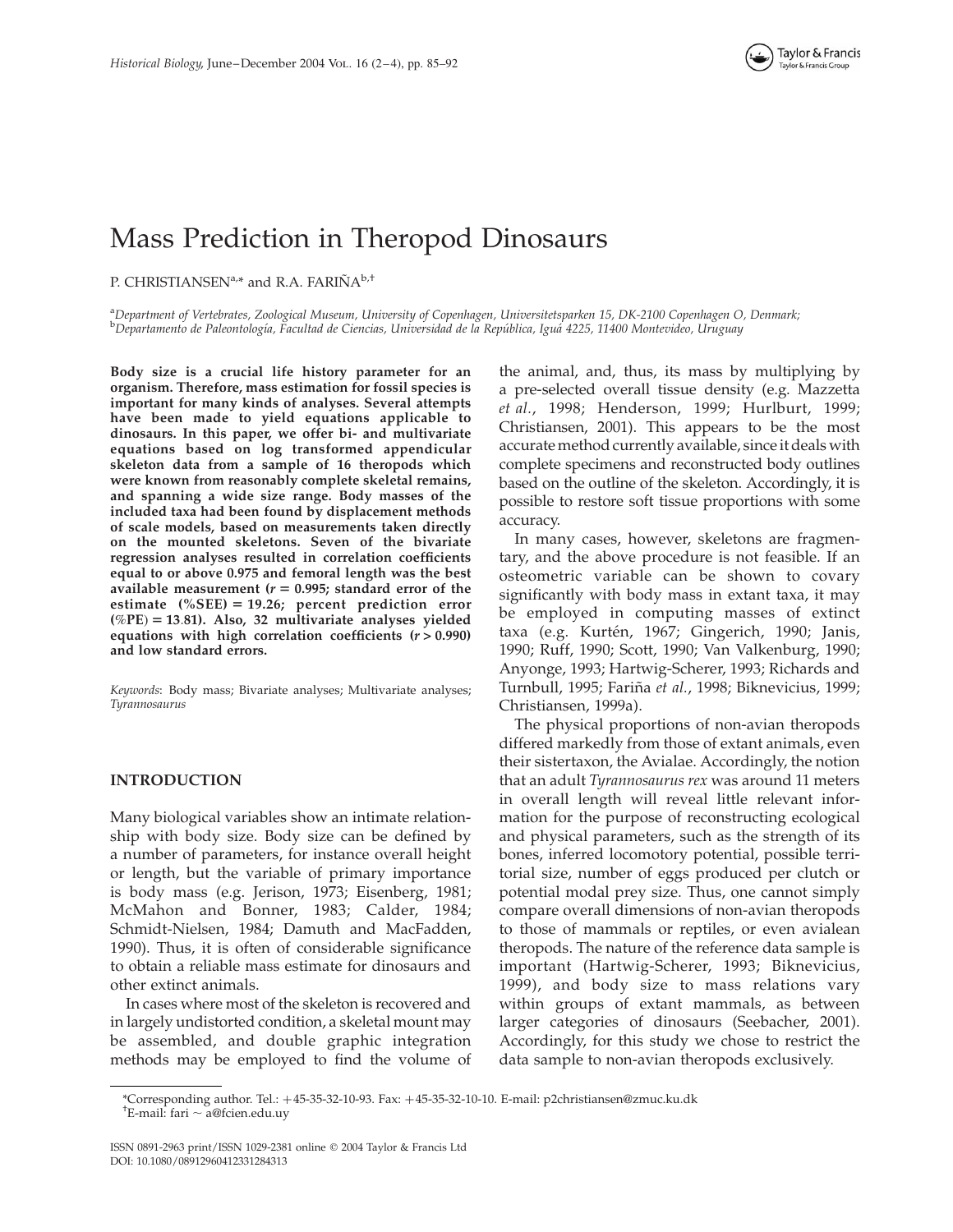# Mass Prediction in Theropod Dinosaurs

P. CHRISTIANSEN[a,*] and R.A. FARIÑA[b,†]

[a]*Department of Vertebrates, Zoological Museum, University of Copenhagen, Universitetsparken 15, DK-2100 Copenhagen O, Denmark;* [b]*Departamento de Paleontología, Facultad de Ciencias, Universidad de la República, Iguá 4225, 11400 Montevideo, Uruguay*

**Body size is a crucial life history parameter for an organism. Therefore, mass estimation for fossil species is important for many kinds of analyses. Several attempts have been made to yield equations applicable to dinosaurs. In this paper, we offer bi- and multivariate equations based on log transformed appendicular skeleton data from a sample of 16 theropods which were known from reasonably complete skeletal remains, and spanning a wide size range. Body masses of the included taxa had been found by displacement methods of scale models, based on measurements taken directly on the mounted skeletons. Seven of the bivariate regression analyses resulted in correlation coefficients equal to or above 0.975 and femoral length was the best available measurement ($r = 0.995$; standard error of the estimate (%SEE) = 19.26; percent prediction error (%PE) = 13.81). Also, 32 multivariate analyses yielded equations with high correlation coefficients ($r > 0.990$) and low standard errors.**

*Keywords*: Body mass; Bivariate analyses; Multivariate analyses; *Tyrannosaurus*

## INTRODUCTION

Many biological variables show an intimate relationship with body size. Body size can be defined by a number of parameters, for instance overall height or length, but the variable of primary importance is body mass (e.g. Jerison, 1973; Eisenberg, 1981; McMahon and Bonner, 1983; Calder, 1984; Schmidt-Nielsen, 1984; Damuth and MacFadden, 1990). Thus, it is often of considerable significance to obtain a reliable mass estimate for dinosaurs and other extinct animals.

In cases where most of the skeleton is recovered and in largely undistorted condition, a skeletal mount may be assembled, and double graphic integration methods may be employed to find the volume of the animal, and, thus, its mass by multiplying by a pre-selected overall tissue density (e.g. Mazzetta *et al.*, 1998; Henderson, 1999; Hurlburt, 1999; Christiansen, 2001). This appears to be the most accurate method currently available, since it deals with complete specimens and reconstructed body outlines based on the outline of the skeleton. Accordingly, it is possible to restore soft tissue proportions with some accuracy.

In many cases, however, skeletons are fragmentary, and the above procedure is not feasible. If an osteometric variable can be shown to covary significantly with body mass in extant taxa, it may be employed in computing masses of extinct taxa (e.g. Kurtén, 1967; Gingerich, 1990; Janis, 1990; Ruff, 1990; Scott, 1990; Van Valkenburg, 1990; Anyonge, 1993; Hartwig-Scherer, 1993; Richards and Turnbull, 1995; Fariña *et al.*, 1998; Biknevicius, 1999; Christiansen, 1999a).

The physical proportions of non-avian theropods differed markedly from those of extant animals, even their sistertaxon, the Avialae. Accordingly, the notion that an adult *Tyrannosaurus rex* was around 11 meters in overall length will reveal little relevant information for the purpose of reconstructing ecological and physical parameters, such as the strength of its bones, inferred locomotory potential, possible territorial size, number of eggs produced per clutch or potential modal prey size. Thus, one cannot simply compare overall dimensions of non-avian theropods to those of mammals or reptiles, or even avialean theropods. The nature of the reference data sample is important (Hartwig-Scherer, 1993; Biknevicius, 1999), and body size to mass relations vary within groups of extant mammals, as between larger categories of dinosaurs (Seebacher, 2001). Accordingly, for this study we chose to restrict the data sample to non-avian theropods exclusively.

*Corresponding author. Tel.: +45-35-32-10-93. Fax: +45-35-32-10-10. E-mail: p2christiansen@zmuc.ku.dk
†E-mail: fari ~ a@fcien.edu.uy

ISSN 0891-2963 print/ISSN 1029-2381 online © 2004 Taylor & Francis Ltd
DOI: 10.1080/08912960412331284313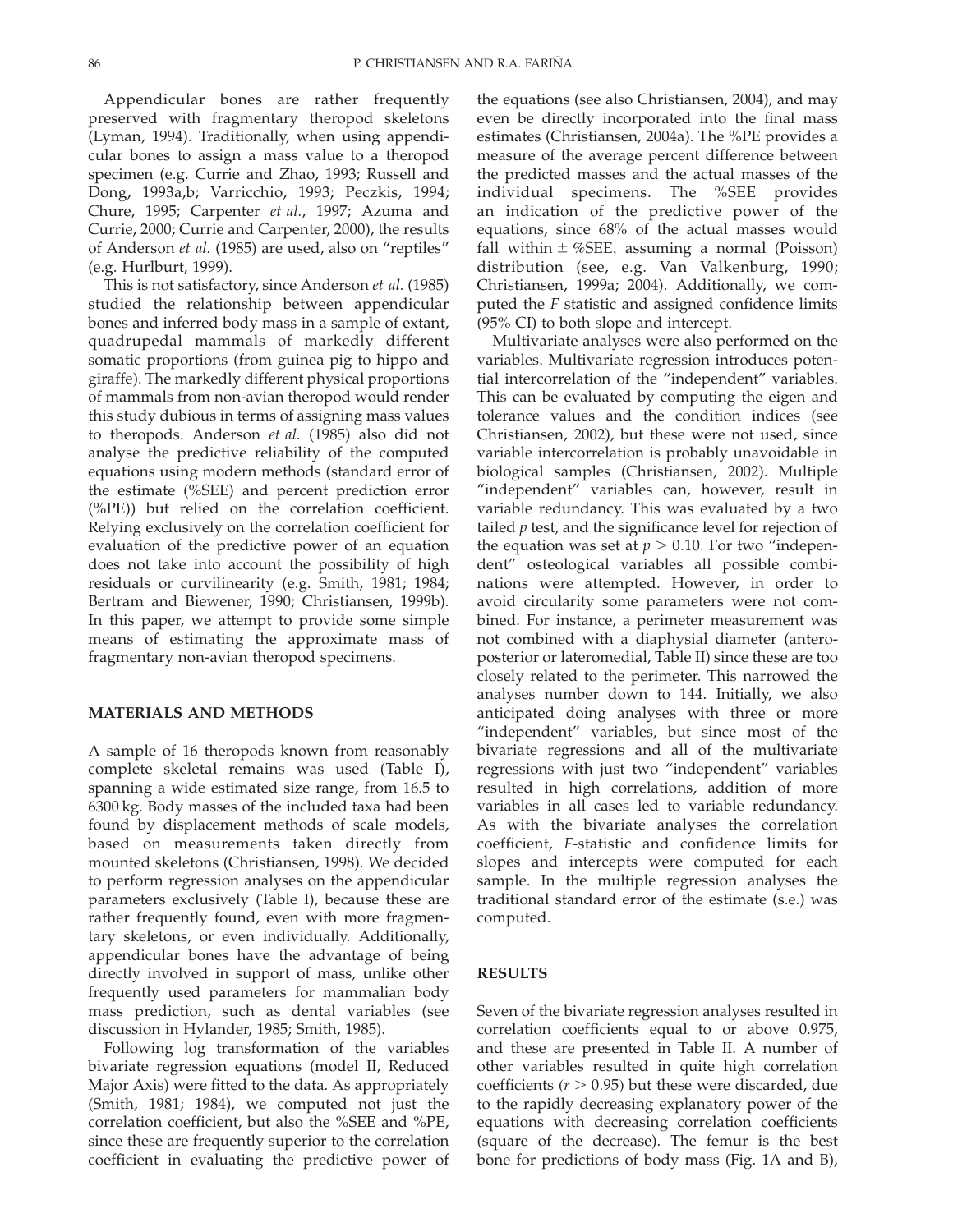Appendicular bones are rather frequently preserved with fragmentary theropod skeletons (Lyman, 1994). Traditionally, when using appendicular bones to assign a mass value to a theropod specimen (e.g. Currie and Zhao, 1993; Russell and Dong, 1993a,b; Varricchio, 1993; Peczkis, 1994; Chure, 1995; Carpenter *et al.*, 1997; Azuma and Currie, 2000; Currie and Carpenter, 2000), the results of Anderson *et al.* (1985) are used, also on "reptiles" (e.g. Hurlburt, 1999).

This is not satisfactory, since Anderson *et al.* (1985) studied the relationship between appendicular bones and inferred body mass in a sample of extant, quadrupedal mammals of markedly different somatic proportions (from guinea pig to hippo and giraffe). The markedly different physical proportions of mammals from non-avian theropod would render this study dubious in terms of assigning mass values to theropods. Anderson *et al.* (1985) also did not analyse the predictive reliability of the computed equations using modern methods (standard error of the estimate (%SEE) and percent prediction error (%PE)) but relied on the correlation coefficient. Relying exclusively on the correlation coefficient for evaluation of the predictive power of an equation does not take into account the possibility of high residuals or curvilinearity (e.g. Smith, 1981; 1984; Bertram and Biewener, 1990; Christiansen, 1999b). In this paper, we attempt to provide some simple means of estimating the approximate mass of fragmentary non-avian theropod specimens.

## MATERIALS AND METHODS

A sample of 16 theropods known from reasonably complete skeletal remains was used (Table I), spanning a wide estimated size range, from 16.5 to 6300 kg. Body masses of the included taxa had been found by displacement methods of scale models, based on measurements taken directly from mounted skeletons (Christiansen, 1998). We decided to perform regression analyses on the appendicular parameters exclusively (Table I), because these are rather frequently found, even with more fragmentary skeletons, or even individually. Additionally, appendicular bones have the advantage of being directly involved in support of mass, unlike other frequently used parameters for mammalian body mass prediction, such as dental variables (see discussion in Hylander, 1985; Smith, 1985).

Following log transformation of the variables bivariate regression equations (model II, Reduced Major Axis) were fitted to the data. As appropriately (Smith, 1981; 1984), we computed not just the correlation coefficient, but also the %SEE and %PE, since these are frequently superior to the correlation coefficient in evaluating the predictive power of the equations (see also Christiansen, 2004), and may even be directly incorporated into the final mass estimates (Christiansen, 2004a). The %PE provides a measure of the average percent difference between the predicted masses and the actual masses of the individual specimens. The %SEE provides an indication of the predictive power of the equations, since 68% of the actual masses would fall within ± %SEE, assuming a normal (Poisson) distribution (see, e.g. Van Valkenburg, 1990; Christiansen, 1999a; 2004). Additionally, we computed the *F* statistic and assigned confidence limits (95% CI) to both slope and intercept.

Multivariate analyses were also performed on the variables. Multivariate regression introduces potential intercorrelation of the "independent" variables. This can be evaluated by computing the eigen and tolerance values and the condition indices (see Christiansen, 2002), but these were not used, since variable intercorrelation is probably unavoidable in biological samples (Christiansen, 2002). Multiple "independent" variables can, however, result in variable redundancy. This was evaluated by a two tailed *p* test, and the significance level for rejection of the equation was set at $p > 0.10$. For two "independent" osteological variables all possible combinations were attempted. However, in order to avoid circularity some parameters were not combined. For instance, a perimeter measurement was not combined with a diaphysial diameter (anteroposterior or lateromedial, Table II) since these are too closely related to the perimeter. This narrowed the analyses number down to 144. Initially, we also anticipated doing analyses with three or more "independent" variables, but since most of the bivariate regressions and all of the multivariate regressions with just two "independent" variables resulted in high correlations, addition of more variables in all cases led to variable redundancy. As with the bivariate analyses the correlation coefficient, *F*-statistic and confidence limits for slopes and intercepts were computed for each sample. In the multiple regression analyses the traditional standard error of the estimate (s.e.) was computed.

## RESULTS

Seven of the bivariate regression analyses resulted in correlation coefficients equal to or above 0.975, and these are presented in Table II. A number of other variables resulted in quite high correlation coefficients ($r > 0.95$) but these were discarded, due to the rapidly decreasing explanatory power of the equations with decreasing correlation coefficients (square of the decrease). The femur is the best bone for predictions of body mass (Fig. 1A and B),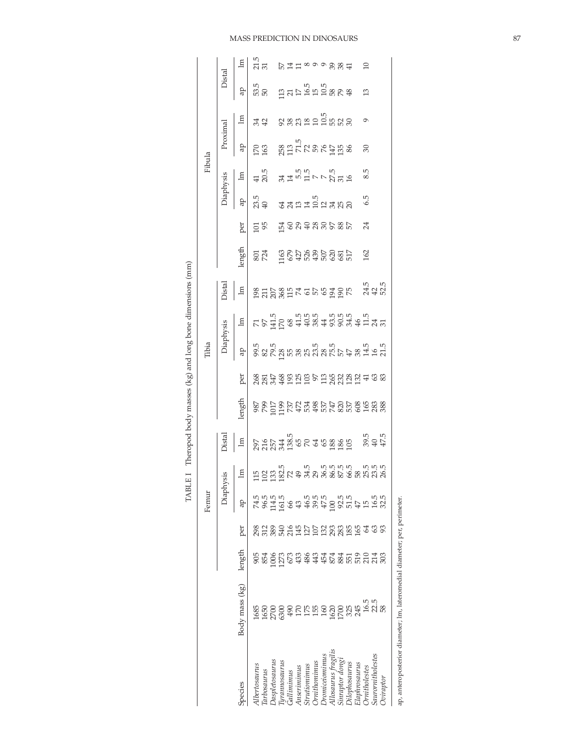TABLE I Theropod body masses (kg) and long bone dimensions (mm)

| Species | Body mass (kg) | Femur | | | | | Tibia | | | | | Fibula | | | | | | | |
|---|---|---|---|---|---|---|---|---|---|---|---|---|---|---|---|---|---|---|---|
| | | | | Diaphysis | | Distal | | | Diaphysis | | Distal | | | Diaphysis | | Proximal | | Distal | |
| | | length | per | ap | lm | lm | length | per | ap | lm | lm | length | per | ap | lm | ap | lm | ap | lm |
| *Albertosaurus* | 1685 | 905 | 298 | 74.5 | 115 | 297 | 987 | 268 | 99.5 | 71 | 198 | 801 | 101 | 23.5 | 41 | 170 | 34 | 53.5 | 21.5 |
| *Tarbosaurus* | 1650 | 854 | 312 | 96.5 | 102 | 216 | 799 | 281 | 82 | 97 | 211 | 724 | 95 | 40 | 20.5 | 163 | 42 | 50 | 31 |
| *Daspletosaurus* | 2700 | 1006 | 389 | 114.5 | 133 | 257 | 1017 | 347 | 79.5 | 141.5 | 207 | | | | | | | | |
| *Tyrannosaurus* | 6300 | 1273 | 540 | 161.5 | 182.5 | 344 | 1199 | 468 | 128 | 170 | 368 | 1163 | 154 | 64 | 34 | 258 | 92 | 113 | 57 |
| *Gallimimus* | 490 | 673 | 216 | 66 | 72 | 138.5 | 737 | 193 | 55 | 68 | 115 | 679 | 60 | 24 | 14 | 113 | 38 | 21 | 14 |
| *Anserimimus* | 170 | 433 | 145 | 43 | 49 | 65 | 472 | 125 | 38 | 41.5 | 74 | 427 | 29 | 13 | 5.5 | 71.5 | 23 | 17 | 11 |
| *Struthiomimus* | 175 | 486 | 127 | 46.5 | 34.5 | 70 | 534 | 103 | 25 | 40.5 | 61 | 526 | 40 | 14 | 11.5 | 72 | 18 | 16.5 | 8 |
| *Ornithomimus* | 155 | 443 | 107 | 39.5 | 29 | 64 | 498 | 97 | 23.5 | 38.5 | 57 | 439 | 28 | 10.5 | 7 | 59 | 10 | 15 | 9 |
| *Dromiceiomimus* | 160 | 454 | 132 | 47.5 | 36.5 | 65 | 537 | 113 | 28 | 44 | 65 | 507 | 30 | 12 | 7 | 76 | 10.5 | 10.5 | 9 |
| *Allosaurus fragilis* | 1620 | 874 | 293 | 100 | 86.5 | 188 | 747 | 265 | 75.5 | 93.5 | 194 | 620 | 97 | 34 | 27.5 | 147 | 55 | 58 | 39 |
| *Sinraptor dongi* | 1700 | 884 | 283 | 92.5 | 87.5 | 186 | 820 | 232 | 57 | 90.5 | 190 | 681 | 88 | 25 | 31 | 135 | 52 | 79 | 38 |
| *Dilophosaurus* | 325 | 551 | 185 | 51.5 | 66.5 | 105 | 537 | 128 | 47 | 34.5 | 75 | 517 | 57 | 20 | 16 | 86 | 30 | 48 | 41 |
| *Elaphrosaurus* | 245 | 519 | 165 | 47 | 58 | | 608 | 132 | 38 | 46 | | | | | | | | | |
| *Ornitholestes* | 16.5 | 210 | 64 | 15 | 25.5 | 39.5 | 165 | 41 | 14.5 | 11.5 | 24.5 | 162 | 24 | 6.5 | 8.5 | 30 | 9 | 13 | 10 |
| *Saurornitholestes* | 22.5 | 214 | 63 | 16.5 | 23.5 | 40 | 283 | 63 | 16 | 24 | 42 | | | | | | | | |
| *Oviraptor* | 58 | 303 | 93 | 32.5 | 26.5 | 47.5 | 388 | 83 | 21.5 | 31 | 52.5 | | | | | | | | |

ap, anteroposterior diameter; lm, lateromedial diameter; per, perimeter.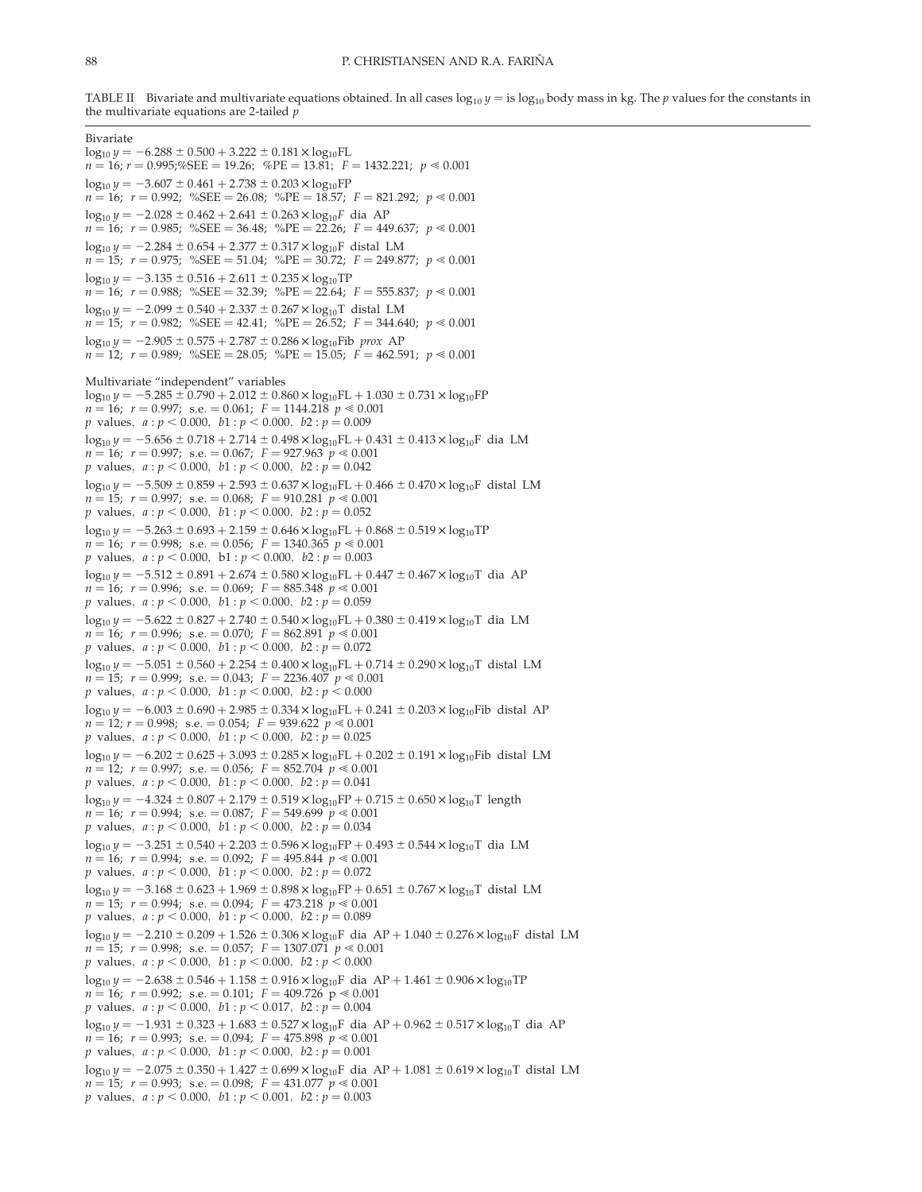TABLE II Bivariate and multivariate equations obtained. In all cases $\log_{10} y =$ is $\log_{10}$ body mass in kg. The $p$ values for the constants in the multivariate equations are 2-tailed $p$

Bivariate

$\log_{10} y = -6.288 \pm 0.500 + 3.222 \pm 0.181 \times \log_{10}\text{FL}$
$n = 16$; $r = 0.995$; %SEE = 19.26; %PE = 13.81; $F = 1432.221$; $p \ll 0.001$

$\log_{10} y = -3.607 \pm 0.461 + 2.738 \pm 0.203 \times \log_{10}\text{FP}$
$n = 16$; $r = 0.992$; %SEE = 26.08; %PE = 18.57; $F = 821.292$; $p \ll 0.001$

$\log_{10} y = -2.028 \pm 0.462 + 2.641 \pm 0.263 \times \log_{10}F$ dia AP
$n = 16$; $r = 0.985$; %SEE = 36.48; %PE = 22.26; $F = 449.637$; $p \ll 0.001$

$\log_{10} y = -2.284 \pm 0.654 + 2.377 \pm 0.317 \times \log_{10}\text{F}$ distal LM
$n = 15$; $r = 0.975$; %SEE = 51.04; %PE = 30.72; $F = 249.877$; $p \ll 0.001$

$\log_{10} y = -3.135 \pm 0.516 + 2.611 \pm 0.235 \times \log_{10}\text{TP}$
$n = 16$; $r = 0.988$; %SEE = 32.39; %PE = 22.64; $F = 555.837$; $p \ll 0.001$

$\log_{10} y = -2.099 \pm 0.540 + 2.337 \pm 0.267 \times \log_{10}\text{T}$ distal LM
$n = 15$; $r = 0.982$; %SEE = 42.41; %PE = 26.52; $F = 344.640$; $p \ll 0.001$

$\log_{10} y = -2.905 \pm 0.575 + 2.787 \pm 0.286 \times \log_{10}\text{Fib}$ *prox* AP
$n = 12$; $r = 0.989$; %SEE = 28.05; %PE = 15.05; $F = 462.591$; $p \ll 0.001$

Multivariate "independent" variables

$\log_{10} y = -5.285 \pm 0.790 + 2.012 \pm 0.860 \times \log_{10}\text{FL} + 1.030 \pm 0.731 \times \log_{10}\text{FP}$
$n = 16$; $r = 0.997$; s.e. = 0.061; $F = 1144.218$ $p \ll 0.001$
$p$ values, $a: p < 0.000$, $b1: p < 0.000$, $b2: p = 0.009$

$\log_{10} y = -5.656 \pm 0.718 + 2.714 \pm 0.498 \times \log_{10}\text{FL} + 0.431 \pm 0.413 \times \log_{10}\text{F}$ dia LM
$n = 16$; $r = 0.997$; s.e. = 0.067; $F = 927.963$ $p \ll 0.001$
$p$ values, $a: p < 0.000$, $b1: p < 0.000$, $b2: p = 0.042$

$\log_{10} y = -5.509 \pm 0.859 + 2.593 \pm 0.637 \times \log_{10}\text{FL} + 0.466 \pm 0.470 \times \log_{10}\text{F}$ distal LM
$n = 15$; $r = 0.997$; s.e. = 0.068; $F = 910.281$ $p \ll 0.001$
$p$ values, $a: p < 0.000$, $b1: p < 0.000$, $b2: p = 0.052$

$\log_{10} y = -5.263 \pm 0.693 + 2.159 \pm 0.646 \times \log_{10}\text{FL} + 0.868 \pm 0.519 \times \log_{10}\text{TP}$
$n = 16$; $r = 0.998$; s.e. = 0.056; $F = 1340.365$ $p \ll 0.001$
$p$ values, $a: p < 0.000$, $b1: p < 0.000$, $b2: p = 0.003$

$\log_{10} y = -5.512 \pm 0.891 + 2.674 \pm 0.580 \times \log_{10}\text{FL} + 0.447 \pm 0.467 \times \log_{10}\text{T}$ dia AP
$n = 16$; $r = 0.996$; s.e. = 0.069; $F = 885.348$ $p \ll 0.001$
$p$ values, $a: p < 0.000$, $b1: p < 0.000$, $b2: p = 0.059$

$\log_{10} y = -5.622 \pm 0.827 + 2.740 \pm 0.540 \times \log_{10}\text{FL} + 0.380 \pm 0.419 \times \log_{10}\text{T}$ dia LM
$n = 16$; $r = 0.996$; s.e. = 0.070; $F = 862.891$ $p \ll 0.001$
$p$ values, $a: p < 0.000$, $b1: p < 0.000$, $b2: p = 0.072$

$\log_{10} y = -5.051 \pm 0.560 + 2.254 \pm 0.400 \times \log_{10}\text{FL} + 0.714 \pm 0.290 \times \log_{10}\text{T}$ distal LM
$n = 15$; $r = 0.999$; s.e. = 0.043; $F = 2236.407$ $p \ll 0.001$
$p$ values, $a: p < 0.000$, $b1: p < 0.000$, $b2: p < 0.000$

$\log_{10} y = -6.003 \pm 0.690 + 2.985 \pm 0.334 \times \log_{10}\text{FL} + 0.241 \pm 0.203 \times \log_{10}\text{Fib}$ distal AP
$n = 12$; $r = 0.998$; s.e. = 0.054; $F = 939.622$ $p \ll 0.001$
$p$ values, $a: p < 0.000$, $b1: p < 0.000$, $b2: p = 0.025$

$\log_{10} y = -6.202 \pm 0.625 + 3.093 \pm 0.285 \times \log_{10}\text{FL} + 0.202 \pm 0.191 \times \log_{10}\text{Fib}$ distal LM
$n = 12$; $r = 0.997$; s.e. = 0.056; $F = 852.704$ $p \ll 0.001$
$p$ values, $a: p < 0.000$, $b1: p < 0.000$, $b2: p = 0.041$

$\log_{10} y = -4.324 \pm 0.807 + 2.179 \pm 0.519 \times \log_{10}\text{FP} + 0.715 \pm 0.650 \times \log_{10}\text{T}$ length
$n = 16$; $r = 0.994$; s.e. = 0.087; $F = 549.699$ $p \ll 0.001$
$p$ values, $a: p < 0.000$, $b1: p < 0.000$, $b2: p = 0.034$

$\log_{10} y = -3.251 \pm 0.540 + 2.203 \pm 0.596 \times \log_{10}\text{FP} + 0.493 \pm 0.544 \times \log_{10}\text{T}$ dia LM
$n = 16$; $r = 0.994$; s.e. = 0.092; $F = 495.844$ $p \ll 0.001$
$p$ values, $a: p < 0.000$, $b1: p < 0.000$, $b2: p = 0.072$

$\log_{10} y = -3.168 \pm 0.623 + 1.969 \pm 0.898 \times \log_{10}\text{FP} + 0.651 \pm 0.767 \times \log_{10}\text{T}$ distal LM
$n = 15$; $r = 0.994$; s.e. = 0.094; $F = 473.218$ $p \ll 0.001$
$p$ values, $a: p < 0.000$, $b1: p < 0.000$, $b2: p = 0.089$

$\log_{10} y = -2.210 \pm 0.209 + 1.526 \pm 0.306 \times \log_{10}\text{F}$ dia AP $+ 1.040 \pm 0.276 \times \log_{10}\text{F}$ distal LM
$n = 15$; $r = 0.998$; s.e. = 0.057; $F = 1307.071$ $p \ll 0.001$
$p$ values, $a: p < 0.000$, $b1: p < 0.000$, $b2: p < 0.000$

$\log_{10} y = -2.638 \pm 0.546 + 1.158 \pm 0.916 \times \log_{10}\text{F}$ dia AP $+ 1.461 \pm 0.906 \times \log_{10}\text{TP}$
$n = 16$; $r = 0.992$; s.e. = 0.101; $F = 409.726$ $p \ll 0.001$
$p$ values, $a: p < 0.000$, $b1: p < 0.017$, $b2: p = 0.004$

$\log_{10} y = -1.931 \pm 0.323 + 1.683 \pm 0.527 \times \log_{10}\text{F}$ dia AP $+ 0.962 \pm 0.517 \times \log_{10}\text{T}$ dia AP
$n = 16$; $r = 0.993$; s.e. = 0.094; $F = 475.898$ $p \ll 0.001$
$p$ values, $a: p < 0.000$, $b1: p < 0.000$, $b2: p = 0.001$

$\log_{10} y = -2.075 \pm 0.350 + 1.427 \pm 0.699 \times \log_{10}\text{F}$ dia AP $+ 1.081 \pm 0.619 \times \log_{10}\text{T}$ distal LM
$n = 15$; $r = 0.993$; s.e. = 0.098; $F = 431.077$ $p \ll 0.001$
$p$ values, $a: p < 0.000$, $b1: p < 0.001$, $b2: p = 0.003$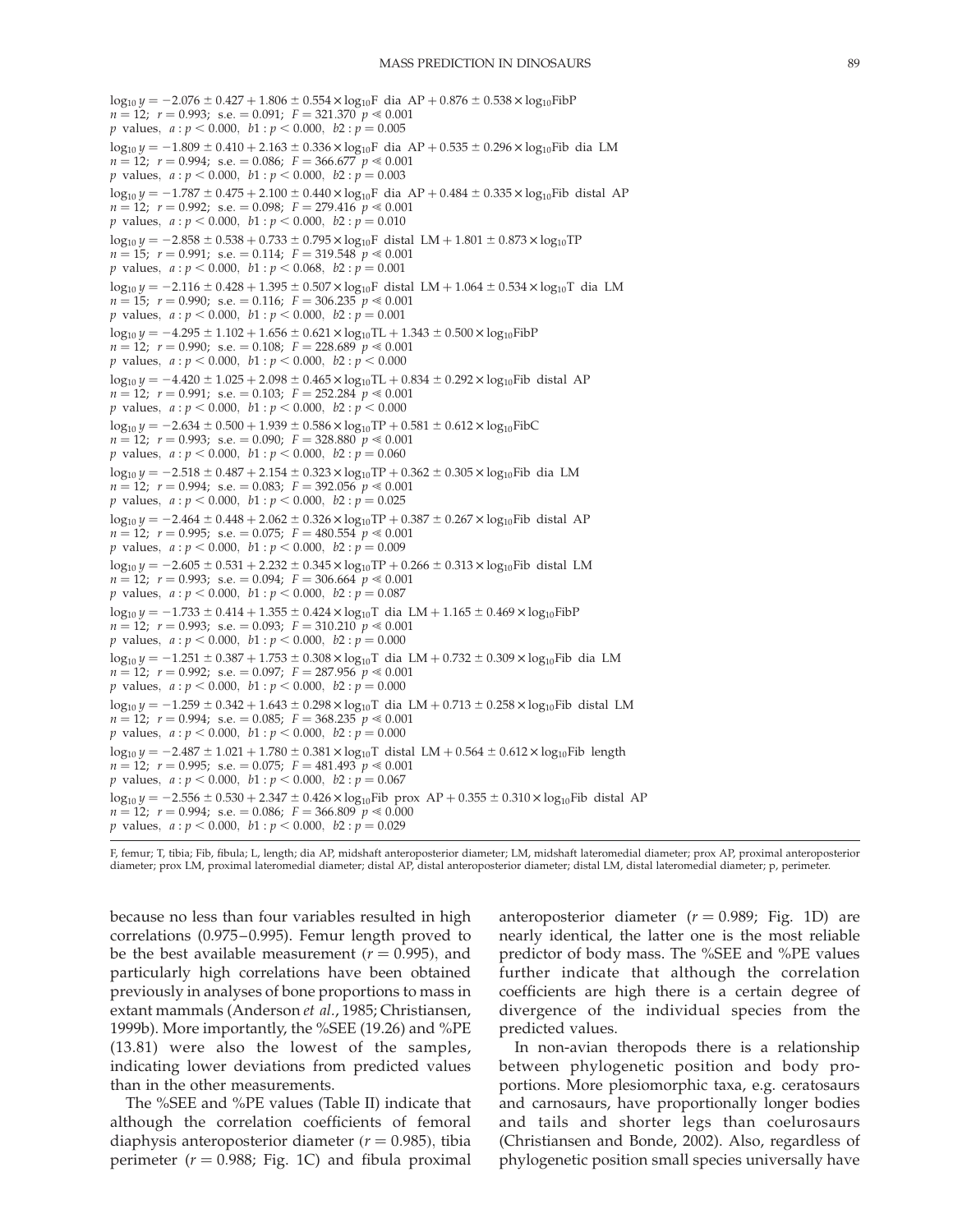$\log_{10} y = -2.076 \pm 0.427 + 1.806 \pm 0.554 \times \log_{10}\text{F dia AP} + 0.876 \pm 0.538 \times \log_{10}\text{FibP}$
$n = 12$; $r = 0.993$; s.e. $= 0.091$; $F = 321.370$ $p \ll 0.001$
$p$ values, $a: p < 0.000$, $b1: p < 0.000$, $b2: p = 0.005$

$\log_{10} y = -1.809 \pm 0.410 + 2.163 \pm 0.336 \times \log_{10}\text{F dia AP} + 0.535 \pm 0.296 \times \log_{10}\text{Fib dia LM}$
$n = 12$; $r = 0.994$; s.e. $= 0.086$; $F = 366.677$ $p \ll 0.001$
$p$ values, $a: p < 0.000$, $b1: p < 0.000$, $b2: p = 0.003$

$\log_{10} y = -1.787 \pm 0.475 + 2.100 \pm 0.440 \times \log_{10}\text{F dia AP} + 0.484 \pm 0.335 \times \log_{10}\text{Fib distal AP}$
$n = 12$; $r = 0.992$; s.e. $= 0.098$; $F = 279.416$ $p \ll 0.001$
$p$ values, $a: p < 0.000$, $b1: p < 0.000$, $b2: p = 0.010$

$\log_{10} y = -2.858 \pm 0.538 + 0.733 \pm 0.795 \times \log_{10}\text{F distal LM} + 1.801 \pm 0.873 \times \log_{10}\text{TP}$
$n = 15$; $r = 0.991$; s.e. $= 0.114$; $F = 319.548$ $p \ll 0.001$
$p$ values, $a: p < 0.000$, $b1: p < 0.068$, $b2: p = 0.001$

$\log_{10} y = -2.116 \pm 0.428 + 1.395 \pm 0.507 \times \log_{10}\text{F distal LM} + 1.064 \pm 0.534 \times \log_{10}\text{T dia LM}$
$n = 15$; $r = 0.990$; s.e. $= 0.116$; $F = 306.235$ $p \ll 0.001$
$p$ values, $a: p < 0.000$, $b1: p < 0.000$, $b2: p = 0.001$

$\log_{10} y = -4.295 \pm 1.102 + 1.656 \pm 0.621 \times \log_{10}\text{TL} + 1.343 \pm 0.500 \times \log_{10}\text{FibP}$
$n = 12$; $r = 0.990$; s.e. $= 0.108$; $F = 228.689$ $p \ll 0.001$
$p$ values, $a: p < 0.000$, $b1: p < 0.000$, $b2: p < 0.000$

$\log_{10} y = -4.420 \pm 1.025 + 2.098 \pm 0.465 \times \log_{10}\text{TL} + 0.834 \pm 0.292 \times \log_{10}\text{Fib distal AP}$
$n = 12$; $r = 0.991$; s.e. $= 0.103$; $F = 252.284$ $p \ll 0.001$
$p$ values, $a: p < 0.000$, $b1: p < 0.000$, $b2: p < 0.000$

$\log_{10} y = -2.634 \pm 0.500 + 1.939 \pm 0.586 \times \log_{10}\text{TP} + 0.581 \pm 0.612 \times \log_{10}\text{FibC}$
$n = 12$; $r = 0.993$; s.e. $= 0.090$; $F = 328.880$ $p \ll 0.001$
$p$ values, $a: p < 0.000$, $b1: p < 0.000$, $b2: p = 0.060$

$\log_{10} y = -2.518 \pm 0.487 + 2.154 \pm 0.323 \times \log_{10}\text{TP} + 0.362 \pm 0.305 \times \log_{10}\text{Fib dia LM}$
$n = 12$; $r = 0.994$; s.e. $= 0.083$; $F = 392.056$ $p \ll 0.001$
$p$ values, $a: p < 0.000$, $b1: p < 0.000$, $b2: p = 0.025$

$\log_{10} y = -2.464 \pm 0.448 + 2.062 \pm 0.326 \times \log_{10}\text{TP} + 0.387 \pm 0.267 \times \log_{10}\text{Fib distal AP}$
$n = 12$; $r = 0.995$; s.e. $= 0.075$; $F = 480.554$ $p \ll 0.001$
$p$ values, $a: p < 0.000$, $b1: p < 0.000$, $b2: p = 0.009$

$\log_{10} y = -2.605 \pm 0.531 + 2.232 \pm 0.345 \times \log_{10}\text{TP} + 0.266 \pm 0.313 \times \log_{10}\text{Fib distal LM}$
$n = 12$; $r = 0.993$; s.e. $= 0.094$; $F = 306.664$ $p \ll 0.001$
$p$ values, $a: p < 0.000$, $b1: p < 0.000$, $b2: p = 0.087$

$\log_{10} y = -1.733 \pm 0.414 + 1.355 \pm 0.424 \times \log_{10}\text{T dia LM} + 1.165 \pm 0.469 \times \log_{10}\text{FibP}$
$n = 12$; $r = 0.993$; s.e. $= 0.093$; $F = 310.210$ $p \ll 0.001$
$p$ values, $a: p < 0.000$, $b1: p < 0.000$, $b2: p = 0.000$

$\log_{10} y = -1.251 \pm 0.387 + 1.753 \pm 0.308 \times \log_{10}\text{T dia LM} + 0.732 \pm 0.309 \times \log_{10}\text{Fib dia LM}$
$n = 12$; $r = 0.992$; s.e. $= 0.097$; $F = 287.956$ $p \ll 0.001$
$p$ values, $a: p < 0.000$, $b1: p < 0.000$, $b2: p = 0.000$

$\log_{10} y = -1.259 \pm 0.342 + 1.643 \pm 0.298 \times \log_{10}\text{T dia LM} + 0.713 \pm 0.258 \times \log_{10}\text{Fib distal LM}$
$n = 12$; $r = 0.994$; s.e. $= 0.085$; $F = 368.235$ $p \ll 0.001$
$p$ values, $a: p < 0.000$, $b1: p < 0.000$, $b2: p = 0.000$

$\log_{10} y = -2.487 \pm 1.021 + 1.780 \pm 0.381 \times \log_{10}\text{T distal LM} + 0.564 \pm 0.612 \times \log_{10}\text{Fib length}$
$n = 12$; $r = 0.995$; s.e. $= 0.075$; $F = 481.493$ $p \ll 0.001$
$p$ values, $a: p < 0.000$, $b1: p < 0.000$, $b2: p = 0.067$

$\log_{10} y = -2.556 \pm 0.530 + 2.347 \pm 0.426 \times \log_{10}\text{Fib prox AP} + 0.355 \pm 0.310 \times \log_{10}\text{Fib distal AP}$
$n = 12$; $r = 0.994$; s.e. $= 0.086$; $F = 366.809$ $p \ll 0.000$
$p$ values, $a: p < 0.000$, $b1: p < 0.000$, $b2: p = 0.029$

F, femur; T, tibia; Fib, fibula; L, length; dia AP, midshaft anteroposterior diameter; LM, midshaft lateromedial diameter; prox AP, proximal anteroposterior diameter; prox LM, proximal lateromedial diameter; distal AP, distal anteroposterior diameter; distal LM, distal lateromedial diameter; p, perimeter.

because no less than four variables resulted in high correlations (0.975–0.995). Femur length proved to be the best available measurement ($r = 0.995$), and particularly high correlations have been obtained previously in analyses of bone proportions to mass in extant mammals (Anderson *et al.*, 1985; Christiansen, 1999b). More importantly, the %SEE (19.26) and %PE (13.81) were also the lowest of the samples, indicating lower deviations from predicted values than in the other measurements.

The %SEE and %PE values (Table II) indicate that although the correlation coefficients of femoral diaphysis anteroposterior diameter ($r = 0.985$), tibia perimeter ($r = 0.988$; Fig. 1C) and fibula proximal anteroposterior diameter ($r = 0.989$; Fig. 1D) are nearly identical, the latter one is the most reliable predictor of body mass. The %SEE and %PE values further indicate that although the correlation coefficients are high there is a certain degree of divergence of the individual species from the predicted values.

In non-avian theropods there is a relationship between phylogenetic position and body proportions. More plesiomorphic taxa, e.g. ceratosaurs and carnosaurs, have proportionally longer bodies and tails and shorter legs than coelurosaurs (Christiansen and Bonde, 2002). Also, regardless of phylogenetic position small species universally have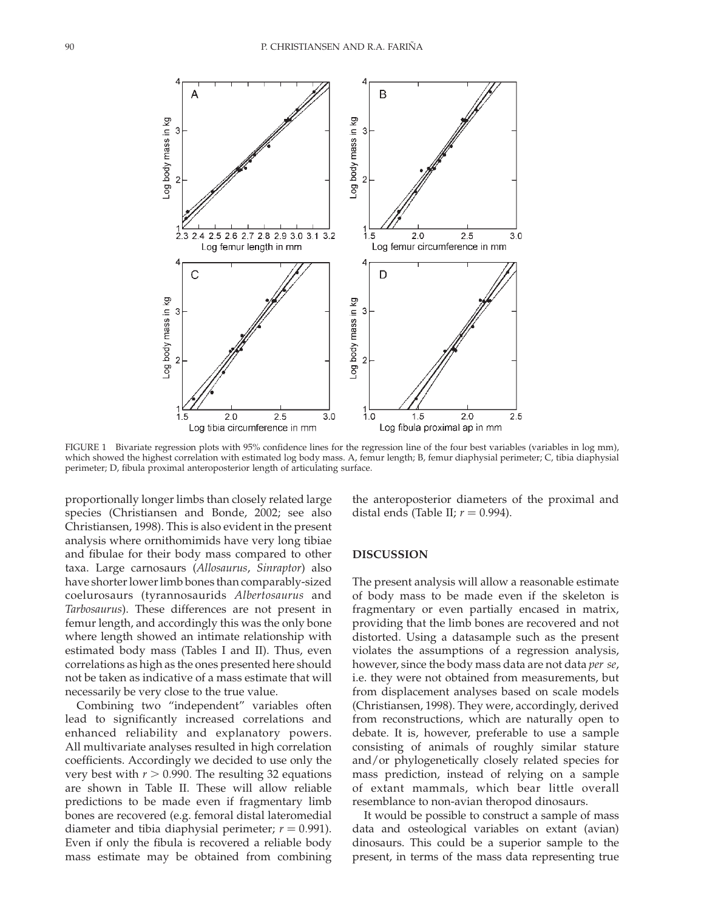FIGURE 1 Bivariate regression plots with 95% confidence lines for the regression line of the four best variables (variables in log mm), which showed the highest correlation with estimated log body mass. A, femur length; B, femur diaphysial perimeter; C, tibia diaphysial perimeter; D, fibula proximal anteroposterior length of articulating surface.

proportionally longer limbs than closely related large species (Christiansen and Bonde, 2002; see also Christiansen, 1998). This is also evident in the present analysis where ornithomimids have very long tibiae and fibulae for their body mass compared to other taxa. Large carnosaurs (*Allosaurus*, *Sinraptor*) also have shorter lower limb bones than comparably-sized coelurosaurs (tyrannosaurids *Albertosaurus* and *Tarbosaurus*). These differences are not present in femur length, and accordingly this was the only bone where length showed an intimate relationship with estimated body mass (Tables I and II). Thus, even correlations as high as the ones presented here should not be taken as indicative of a mass estimate that will necessarily be very close to the true value.

Combining two "independent" variables often lead to significantly increased correlations and enhanced reliability and explanatory powers. All multivariate analyses resulted in high correlation coefficients. Accordingly we decided to use only the very best with $r > 0.990$. The resulting 32 equations are shown in Table II. These will allow reliable predictions to be made even if fragmentary limb bones are recovered (e.g. femoral distal lateromedial diameter and tibia diaphysial perimeter; $r = 0.991$). Even if only the fibula is recovered a reliable body mass estimate may be obtained from combining the anteroposterior diameters of the proximal and distal ends (Table II; $r = 0.994$).

## DISCUSSION

The present analysis will allow a reasonable estimate of body mass to be made even if the skeleton is fragmentary or even partially encased in matrix, providing that the limb bones are recovered and not distorted. Using a datasample such as the present violates the assumptions of a regression analysis, however, since the body mass data are not data *per se*, i.e. they were not obtained from measurements, but from displacement analyses based on scale models (Christiansen, 1998). They were, accordingly, derived from reconstructions, which are naturally open to debate. It is, however, preferable to use a sample consisting of animals of roughly similar stature and/or phylogenetically closely related species for mass prediction, instead of relying on a sample of extant mammals, which bear little overall resemblance to non-avian theropod dinosaurs.

It would be possible to construct a sample of mass data and osteological variables on extant (avian) dinosaurs. This could be a superior sample to the present, in terms of the mass data representing true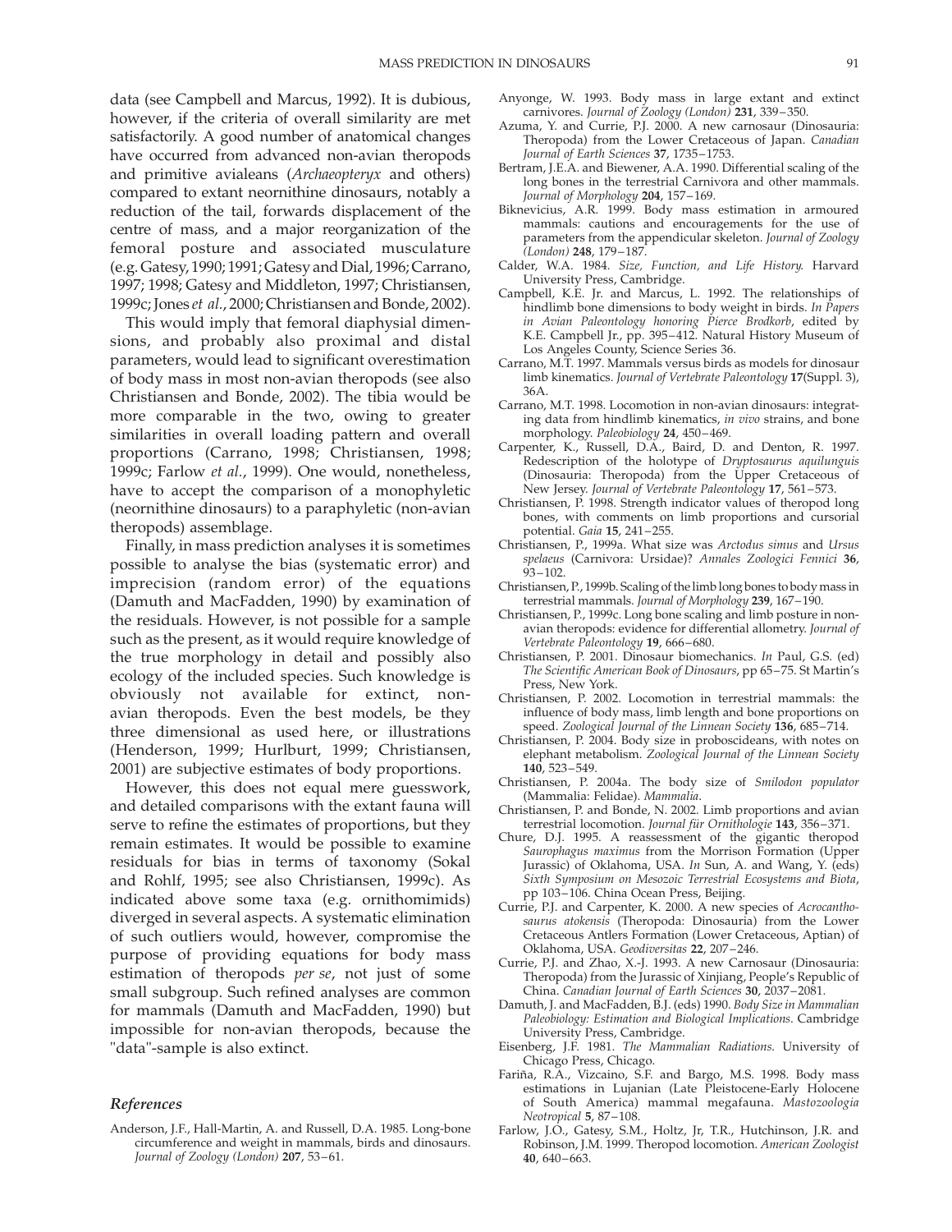data (see Campbell and Marcus, 1992). It is dubious, however, if the criteria of overall similarity are met satisfactorily. A good number of anatomical changes have occurred from advanced non-avian theropods and primitive avialeans (*Archaeopteryx* and others) compared to extant neornithine dinosaurs, notably a reduction of the tail, forwards displacement of the centre of mass, and a major reorganization of the femoral posture and associated musculature (e.g. Gatesy, 1990; 1991; Gatesy and Dial, 1996; Carrano, 1997; 1998; Gatesy and Middleton, 1997; Christiansen, 1999c; Jones *et al.*, 2000; Christiansen and Bonde, 2002).

This would imply that femoral diaphysial dimensions, and probably also proximal and distal parameters, would lead to significant overestimation of body mass in most non-avian theropods (see also Christiansen and Bonde, 2002). The tibia would be more comparable in the two, owing to greater similarities in overall loading pattern and overall proportions (Carrano, 1998; Christiansen, 1998; 1999c; Farlow *et al.*, 1999). One would, nonetheless, have to accept the comparison of a monophyletic (neornithine dinosaurs) to a paraphyletic (non-avian theropods) assemblage.

Finally, in mass prediction analyses it is sometimes possible to analyse the bias (systematic error) and imprecision (random error) of the equations (Damuth and MacFadden, 1990) by examination of the residuals. However, is not possible for a sample such as the present, as it would require knowledge of the true morphology in detail and possibly also ecology of the included species. Such knowledge is obviously not available for extinct, non-avian theropods. Even the best models, be they three dimensional as used here, or illustrations (Henderson, 1999; Hurlburt, 1999; Christiansen, 2001) are subjective estimates of body proportions.

However, this does not equal mere guesswork, and detailed comparisons with the extant fauna will serve to refine the estimates of proportions, but they remain estimates. It would be possible to examine residuals for bias in terms of taxonomy (Sokal and Rohlf, 1995; see also Christiansen, 1999c). As indicated above some taxa (e.g. ornithomimids) diverged in several aspects. A systematic elimination of such outliers would, however, compromise the purpose of providing equations for body mass estimation of theropods *per se*, not just of some small subgroup. Such refined analyses are common for mammals (Damuth and MacFadden, 1990) but impossible for non-avian theropods, because the "data"-sample is also extinct.

### References

Anderson, J.F., Hall-Martin, A. and Russell, D.A. 1985. Long-bone circumference and weight in mammals, birds and dinosaurs. *Journal of Zoology (London)* **207**, 53–61.

Anyonge, W. 1993. Body mass in large extant and extinct carnivores. *Journal of Zoology (London)* **231**, 339–350.

Azuma, Y. and Currie, P.J. 2000. A new carnosaur (Dinosauria: Theropoda) from the Lower Cretaceous of Japan. *Canadian Journal of Earth Sciences* **37**, 1735–1753.

Bertram, J.E.A. and Biewener, A.A. 1990. Differential scaling of the long bones in the terrestrial Carnivora and other mammals. *Journal of Morphology* **204**, 157–169.

Biknevicius, A.R. 1999. Body mass estimation in armoured mammals: cautions and encouragements for the use of parameters from the appendicular skeleton. *Journal of Zoology (London)* **248**, 179–187.

Calder, W.A. 1984. *Size, Function, and Life History.* Harvard University Press, Cambridge.

Campbell, K.E. Jr. and Marcus, L. 1992. The relationships of hindlimb bone dimensions to body weight in birds. *In Papers in Avian Paleontology honoring Pierce Brodkorb*, edited by K.E. Campbell Jr., pp. 395–412. Natural History Museum of Los Angeles County, Science Series 36.

Carrano, M.T. 1997. Mammals versus birds as models for dinosaur limb kinematics. *Journal of Vertebrate Paleontology* **17**(Suppl. 3), 36A.

Carrano, M.T. 1998. Locomotion in non-avian dinosaurs: integrating data from hindlimb kinematics, *in vivo* strains, and bone morphology. *Paleobiology* **24**, 450–469.

Carpenter, K., Russell, D.A., Baird, D. and Denton, R. 1997. Redescription of the holotype of *Dryptosaurus aquilunguis* (Dinosauria: Theropoda) from the Upper Cretaceous of New Jersey. *Journal of Vertebrate Paleontology* **17**, 561–573.

Christiansen, P. 1998. Strength indicator values of theropod long bones, with comments on limb proportions and cursorial potential. *Gaia* **15**, 241–255.

Christiansen, P., 1999a. What size was *Arctodus simus* and *Ursus spelaeus* (Carnivora: Ursidae)? *Annales Zoologici Fennici* **36**, 93–102.

Christiansen, P., 1999b. Scaling of the limb long bones to body mass in terrestrial mammals. *Journal of Morphology* **239**, 167–190.

Christiansen, P., 1999c. Long bone scaling and limb posture in non-avian theropods: evidence for differential allometry. *Journal of Vertebrate Paleontology* **19**, 666–680.

Christiansen, P. 2001. Dinosaur biomechanics. *In* Paul, G.S. (ed) *The Scientific American Book of Dinosaurs*, pp 65–75. St Martin's Press, New York.

Christiansen, P. 2002. Locomotion in terrestrial mammals: the influence of body mass, limb length and bone proportions on speed. *Zoological Journal of the Linnean Society* **136**, 685–714.

Christiansen, P. 2004. Body size in proboscideans, with notes on elephant metabolism. *Zoological Journal of the Linnean Society* **140**, 523–549.

Christiansen, P. 2004a. The body size of *Smilodon populator* (Mammalia: Felidae). *Mammalia*.

Christiansen, P. and Bonde, N. 2002. Limb proportions and avian terrestrial locomotion. *Journal für Ornithologie* **143**, 356–371.

Chure, D.J. 1995. A reassessment of the gigantic theropod *Saurophagus maximus* from the Morrison Formation (Upper Jurassic) of Oklahoma, USA. *In* Sun, A. and Wang, Y. (eds) *Sixth Symposium on Mesozoic Terrestrial Ecosystems and Biota*, pp 103–106. China Ocean Press, Beijing.

Currie, P.J. and Carpenter, K. 2000. A new species of *Acrocanthosaurus atokensis* (Theropoda: Dinosauria) from the Lower Cretaceous Antlers Formation (Lower Cretaceous, Aptian) of Oklahoma, USA. *Geodiversitas* **22**, 207–246.

Currie, P.J. and Zhao, X.-J. 1993. A new Carnosaur (Dinosauria: Theropoda) from the Jurassic of Xinjiang, People's Republic of China. *Canadian Journal of Earth Sciences* **30**, 2037–2081.

Damuth, J. and MacFadden, B.J. (eds) 1990. *Body Size in Mammalian Paleobiology: Estimation and Biological Implications*. Cambridge University Press, Cambridge.

Eisenberg, J.F. 1981. *The Mammalian Radiations*. University of Chicago Press, Chicago.

Fariña, R.A., Vizcaino, S.F. and Bargo, M.S. 1998. Body mass estimations in Lujanian (Late Pleistocene-Early Holocene of South America) mammal megafauna. *Mastozoologia Neotropical* **5**, 87–108.

Farlow, J.O., Gatesy, S.M., Holtz, Jr, T.R., Hutchinson, J.R. and Robinson, J.M. 1999. Theropod locomotion. *American Zoologist* **40**, 640–663.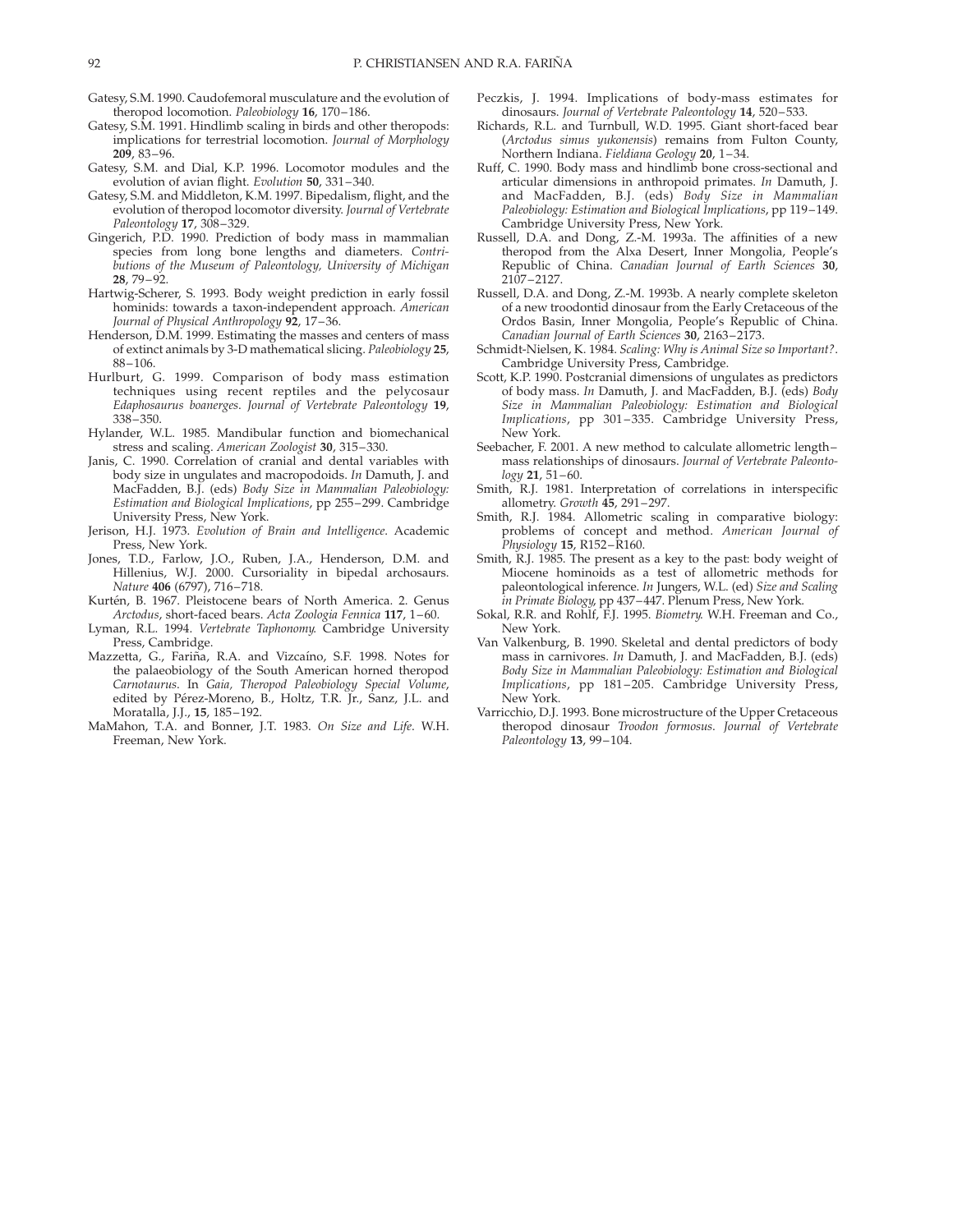Gatesy, S.M. 1990. Caudofemoral musculature and the evolution of theropod locomotion. *Paleobiology* **16**, 170–186.

Gatesy, S.M. 1991. Hindlimb scaling in birds and other theropods: implications for terrestrial locomotion. *Journal of Morphology* **209**, 83–96.

Gatesy, S.M. and Dial, K.P. 1996. Locomotor modules and the evolution of avian flight. *Evolution* **50**, 331–340.

Gatesy, S.M. and Middleton, K.M. 1997. Bipedalism, flight, and the evolution of theropod locomotor diversity. *Journal of Vertebrate Paleontology* **17**, 308–329.

Gingerich, P.D. 1990. Prediction of body mass in mammalian species from long bone lengths and diameters. *Contributions of the Museum of Paleontology, University of Michigan* **28**, 79–92.

Hartwig-Scherer, S. 1993. Body weight prediction in early fossil hominids: towards a taxon-independent approach. *American Journal of Physical Anthropology* **92**, 17–36.

Henderson, D.M. 1999. Estimating the masses and centers of mass of extinct animals by 3-D mathematical slicing. *Paleobiology* **25**, 88–106.

Hurlburt, G. 1999. Comparison of body mass estimation techniques using recent reptiles and the pelycosaur *Edaphosaurus boanerges*. *Journal of Vertebrate Paleontology* **19**, 338–350.

Hylander, W.L. 1985. Mandibular function and biomechanical stress and scaling. *American Zoologist* **30**, 315–330.

Janis, C. 1990. Correlation of cranial and dental variables with body size in ungulates and macropodoids. *In* Damuth, J. and MacFadden, B.J. (eds) *Body Size in Mammalian Paleobiology: Estimation and Biological Implications*, pp 255–299. Cambridge University Press, New York.

Jerison, H.J. 1973. *Evolution of Brain and Intelligence*. Academic Press, New York.

Jones, T.D., Farlow, J.O., Ruben, J.A., Henderson, D.M. and Hillenius, W.J. 2000. Cursoriality in bipedal archosaurs. *Nature* **406** (6797), 716–718.

Kurtén, B. 1967. Pleistocene bears of North America. 2. Genus *Arctodus*, short-faced bears. *Acta Zoologia Fennica* **117**, 1–60.

Lyman, R.L. 1994. *Vertebrate Taphonomy*. Cambridge University Press, Cambridge.

Mazzetta, G., Fariña, R.A. and Vizcaíno, S.F. 1998. Notes for the palaeobiology of the South American horned theropod *Carnotaurus*. In *Gaia, Theropod Paleobiology Special Volume*, edited by Pérez-Moreno, B., Holtz, T.R. Jr., Sanz, J.L. and Moratalla, J.J., **15**, 185–192.

MaMahon, T.A. and Bonner, J.T. 1983. *On Size and Life*. W.H. Freeman, New York.

Peczkis, J. 1994. Implications of body-mass estimates for dinosaurs. *Journal of Vertebrate Paleontology* **14**, 520–533.

Richards, R.L. and Turnbull, W.D. 1995. Giant short-faced bear (*Arctodus simus yukonensis*) remains from Fulton County, Northern Indiana. *Fieldiana Geology* **20**, 1–34.

Ruff, C. 1990. Body mass and hindlimb bone cross-sectional and articular dimensions in anthropoid primates. *In* Damuth, J. and MacFadden, B.J. (eds) *Body Size in Mammalian Paleobiology: Estimation and Biological Implications*, pp 119–149. Cambridge University Press, New York.

Russell, D.A. and Dong, Z.-M. 1993a. The affinities of a new theropod from the Alxa Desert, Inner Mongolia, People's Republic of China. *Canadian Journal of Earth Sciences* **30**, 2107–2127.

Russell, D.A. and Dong, Z.-M. 1993b. A nearly complete skeleton of a new troodontid dinosaur from the Early Cretaceous of the Ordos Basin, Inner Mongolia, People's Republic of China. *Canadian Journal of Earth Sciences* **30**, 2163–2173.

Schmidt-Nielsen, K. 1984. *Scaling: Why is Animal Size so Important?*. Cambridge University Press, Cambridge.

Scott, K.P. 1990. Postcranial dimensions of ungulates as predictors of body mass. *In* Damuth, J. and MacFadden, B.J. (eds) *Body Size in Mammalian Paleobiology: Estimation and Biological Implications*, pp 301–335. Cambridge University Press, New York.

Seebacher, F. 2001. A new method to calculate allometric length–mass relationships of dinosaurs. *Journal of Vertebrate Paleontology* **21**, 51–60.

Smith, R.J. 1981. Interpretation of correlations in interspecific allometry. *Growth* **45**, 291–297.

Smith, R.J. 1984. Allometric scaling in comparative biology: problems of concept and method. *American Journal of Physiology* **15**, R152–R160.

Smith, R.J. 1985. The present as a key to the past: body weight of Miocene hominoids as a test of allometric methods for paleontological inference. *In* Jungers, W.L. (ed) *Size and Scaling in Primate Biology*, pp 437–447. Plenum Press, New York.

Sokal, R.R. and Rohlf, F.J. 1995. *Biometry*. W.H. Freeman and Co., New York.

Van Valkenburg, B. 1990. Skeletal and dental predictors of body mass in carnivores. *In* Damuth, J. and MacFadden, B.J. (eds) *Body Size in Mammalian Paleobiology: Estimation and Biological Implications*, pp 181–205. Cambridge University Press, New York.

Varricchio, D.J. 1993. Bone microstructure of the Upper Cretaceous theropod dinosaur *Troodon formosus*. *Journal of Vertebrate Paleontology* **13**, 99–104.